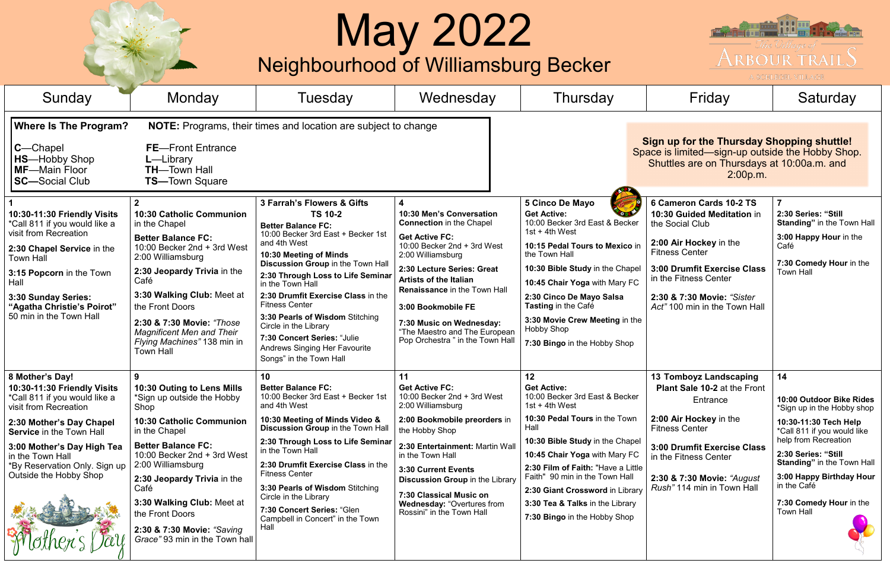# May 2022

## Neighbourhood of Williamsburg Becker

The Village of Arbour Trails

**Where Is The Program?** **NOTE:** Programs, their times and location are subject to change

**C**—Chapel
**HS**—Hobby Shop
**MF**—Main Floor
**SC—**Social Club
**FE**—Front Entrance
**L**—Library
**TH**—Town Hall
**TS**—Town Square

**Sign up for the Thursday Shopping shuttle!**
Space is limited—sign-up outside the Hobby Shop. Shuttles are on Thursdays at 10:00a.m. and 2:00p.m.

| Sunday | Monday | Tuesday | Wednesday | Thursday | Friday | Saturday |
|---|---|---|---|---|---|---|
| **1**<br>**10:30-11:30 Friendly Visits** *Call 811 if you would like a visit from Recreation<br>**2:30 Chapel Service** in the Town Hall<br>**3:15 Popcorn** in the Town Hall<br>**3:30 Sunday Series: "Agatha Christie's Poirot"** 50 min in the Town Hall | **2**<br>**10:30 Catholic Communion** in the Chapel<br>**Better Balance FC:** 10:00 Becker 2nd + 3rd West 2:00 Williamsburg<br>**2:30 Jeopardy Trivia** in the Café<br>**3:30 Walking Club:** Meet at the Front Doors<br>**2:30 & 7:30 Movie:** *"Those Magnificent Men and Their Flying Machines"* 138 min in Town Hall | **3 Farrah's Flowers & Gifts TS 10-2**<br>**Better Balance FC:** 10:00 Becker 3rd East + Becker 1st and 4th West<br>**10:30 Meeting of Minds Discussion Group** in the Town Hall<br>**2:30 Through Loss to Life Seminar** in the Town Hall<br>**2:30 Drumfit Exercise Class** in the Fitness Center<br>**3:30 Pearls of Wisdom** Stitching Circle in the Library<br>**7:30 Concert Series:** "Julie Andrews Singing Her Favourite Songs" in the Town Hall | **4**<br>**10:30 Men's Conversation Connection** in the Chapel<br>**Get Active FC:** 10:00 Becker 2nd + 3rd West 2:00 Williamsburg<br>**2:30 Lecture Series: Great Artists of the Italian Renaissance** in the Town Hall<br>**3:00 Bookmobile FE**<br>**7:30 Music on Wednesday:** "The Maestro and The European Pop Orchestra " in the Town Hall | **5 Cinco De Mayo**<br>**Get Active:** 10:00 Becker 3rd East & Becker 1st + 4th West<br>**10:15 Pedal Tours to Mexico** in the Town Hall<br>**10:30 Bible Study** in the Chapel<br>**10:45 Chair Yoga** with Mary FC<br>**2:30 Cinco De Mayo Salsa Tasting** in the Café<br>**3:30 Movie Crew Meeting** in the Hobby Shop<br>**7:30 Bingo** in the Hobby Shop | **6 Cameron Cards 10-2 TS**<br>**10:30 Guided Meditation** in the Social Club<br>**2:00 Air Hockey** in the Fitness Center<br>**3:00 Drumfit Exercise Class** in the Fitness Center<br>**2:30 & 7:30 Movie:** *"Sister Act"* 100 min in the Town Hall | **7**<br>**2:30 Series: "Still Standing"** in the Town Hall<br>**3:00 Happy Hour** in the Café<br>**7:30 Comedy Hour** in the Town Hall |
| **8 Mother's Day!**<br>**10:30-11:30 Friendly Visits** *Call 811 if you would like a visit from Recreation<br>**2:30 Mother's Day Chapel Service** in the Town Hall<br>**3:00 Mother's Day High Tea** in the Town Hall<br>*By Reservation Only. Sign up Outside the Hobby Shop | **9**<br>**10:30 Outing to Lens Mills** *Sign up outside the Hobby Shop<br>**10:30 Catholic Communion** in the Chapel<br>**Better Balance FC:** 10:00 Becker 2nd + 3rd West 2:00 Williamsburg<br>**2:30 Jeopardy Trivia** in the Café<br>**3:30 Walking Club:** Meet at the Front Doors<br>**2:30 & 7:30 Movie:** *"Saving Grace"* 93 min in the Town hall | **10**<br>**Better Balance FC:** 10:00 Becker 3rd East + Becker 1st and 4th West<br>**10:30 Meeting of Minds Video & Discussion Group** in the Town Hall<br>**2:30 Through Loss to Life Seminar** in the Town Hall<br>**2:30 Drumfit Exercise Class** in the Fitness Center<br>**3:30 Pearls of Wisdom** Stitching Circle in the Library<br>**7:30 Concert Series:** "Glen Campbell in Concert" in the Town Hall | **11**<br>**Get Active FC:** 10:00 Becker 2nd + 3rd West 2:00 Williamsburg<br>**2:00 Bookmobile preorders** in the Hobby Shop<br>**2:30 Entertainment:** Martin Wall in the Town Hall<br>**3:30 Current Events Discussion Group** in the Library<br>**7:30 Classical Music on Wednesday:** "Overtures from Rossini" in the Town Hall | **12**<br>**Get Active:** 10:00 Becker 3rd East & Becker 1st + 4th West<br>**10:30 Pedal Tours** in the Town Hall<br>**10:30 Bible Study** in the Chapel<br>**10:45 Chair Yoga** with Mary FC<br>**2:30 Film of Faith:** "Have a Little Faith" 90 min in the Town Hall<br>**2:30 Giant Crossword** in Library<br>**3:30 Tea & Talks** in the Library<br>**7:30 Bingo** in the Hobby Shop | **13 Tomboyz Landscaping Plant Sale 10-2** at the Front Entrance<br>**2:00 Air Hockey** in the Fitness Center<br>**3:00 Drumfit Exercise Class** in the Fitness Center<br>**2:30 & 7:30 Movie:** *"August Rush"* 114 min in Town Hall | **14**<br>**10:00 Outdoor Bike Rides** *Sign up in the Hobby shop<br>**10:30-11:30 Tech Help** *Call 811 if you would like help from Recreation<br>**2:30 Series: "Still Standing"** in the Town Hall<br>**3:00 Happy Birthday Hour** in the Café<br>**7:30 Comedy Hour** in the Town Hall |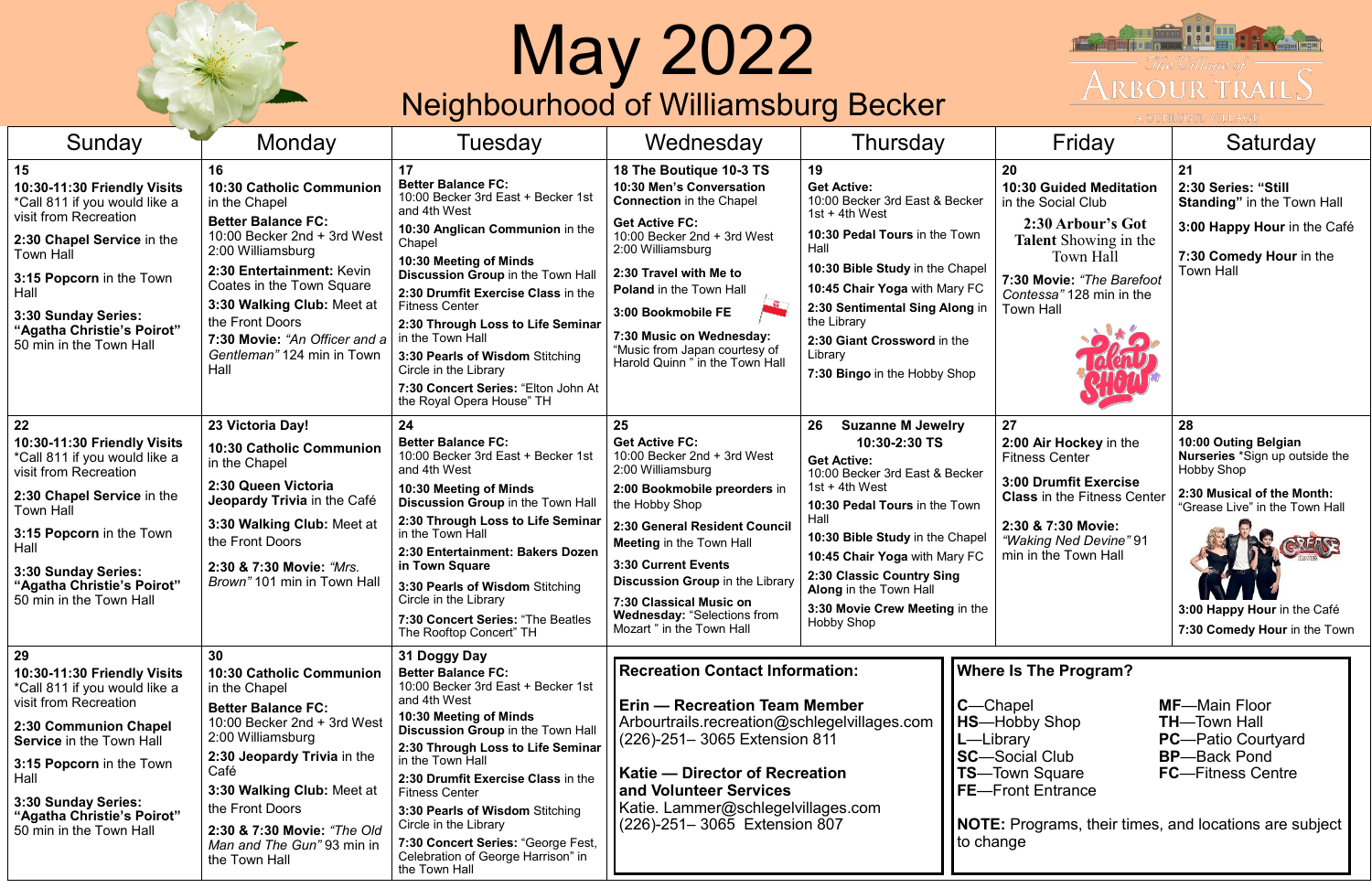# May 2022

## Neighbourhood of Williamsburg Becker

The Village of Arbour Trails — A Schlegel Village

| Sunday | Monday | Tuesday | Wednesday | Thursday | Friday | Saturday |
|---|---|---|---|---|---|---|
| **15** <br> **10:30-11:30 Friendly Visits** *Call 811 if you would like a visit from Recreation <br> **2:30 Chapel Service** in the Town Hall <br> **3:15 Popcorn** in the Town Hall <br> **3:30 Sunday Series: "Agatha Christie's Poirot"** 50 min in the Town Hall | **16** <br> **10:30 Catholic Communion** in the Chapel <br> **Better Balance FC:** 10:00 Becker 2nd + 3rd West 2:00 Williamsburg <br> **2:30 Entertainment:** Kevin Coates in the Town Square <br> **3:30 Walking Club:** Meet at the Front Doors <br> **7:30 Movie:** *"An Officer and a Gentleman"* 124 min in Town Hall | **17** <br> **Better Balance FC:** 10:00 Becker 3rd East + Becker 1st and 4th West <br> **10:30 Anglican Communion** in the Chapel <br> **10:30 Meeting of Minds Discussion Group** in the Town Hall <br> **2:30 Drumfit Exercise Class** in the Fitness Center <br> **2:30 Through Loss to Life Seminar** in the Town Hall <br> **3:30 Pearls of Wisdom** Stitching Circle in the Library <br> **7:30 Concert Series:** "Elton John At the Royal Opera House" TH | **18 The Boutique 10-3 TS** <br> **10:30 Men's Conversation Connection** in the Chapel <br> **Get Active FC:** 10:00 Becker 2nd + 3rd West 2:00 Williamsburg <br> **2:30 Travel with Me to Poland** in the Town Hall <br> **3:00 Bookmobile FE** <br> **7:30 Music on Wednesday:** "Music from Japan courtesy of Harold Quinn " in the Town Hall | **19** <br> **Get Active:** 10:00 Becker 3rd East & Becker 1st + 4th West <br> **10:30 Pedal Tours** in the Town Hall <br> **10:30 Bible Study** in the Chapel <br> **10:45 Chair Yoga** with Mary FC <br> **2:30 Sentimental Sing Along** in the Library <br> **2:30 Giant Crossword** in the Library <br> **7:30 Bingo** in the Hobby Shop | **20** <br> **10:30 Guided Meditation** in the Social Club <br> **2:30 Arbour's Got Talent** Showing in the Town Hall <br> **7:30 Movie:** *"The Barefoot Contessa"* 128 min in the Town Hall | **21** <br> **2:30 Series: "Still Standing"** in the Town Hall <br> **3:00 Happy Hour** in the Café <br> **7:30 Comedy Hour** in the Town Hall |
| **22** <br> **10:30-11:30 Friendly Visits** *Call 811 if you would like a visit from Recreation <br> **2:30 Chapel Service** in the Town Hall <br> **3:15 Popcorn** in the Town Hall <br> **3:30 Sunday Series: "Agatha Christie's Poirot"** 50 min in the Town Hall | **23 Victoria Day!** <br> **10:30 Catholic Communion** in the Chapel <br> **2:30 Queen Victoria Jeopardy Trivia** in the Café <br> **3:30 Walking Club:** Meet at the Front Doors <br> **2:30 & 7:30 Movie:** *"Mrs. Brown"* 101 min in Town Hall | **24** <br> **Better Balance FC:** 10:00 Becker 3rd East + Becker 1st and 4th West <br> **10:30 Meeting of Minds Discussion Group** in the Town Hall <br> **2:30 Through Loss to Life Seminar** in the Town Hall <br> **2:30 Entertainment: Bakers Dozen in Town Square** <br> **3:30 Pearls of Wisdom** Stitching Circle in the Library <br> **7:30 Concert Series:** "The Beatles The Rooftop Concert" TH | **25** <br> **Get Active FC:** 10:00 Becker 2nd + 3rd West 2:00 Williamsburg <br> **2:00 Bookmobile preorders** in the Hobby Shop <br> **2:30 General Resident Council Meeting** in the Town Hall <br> **3:30 Current Events Discussion Group** in the Library <br> **7:30 Classical Music on Wednesday:** "Selections from Mozart " in the Town Hall | **26 Suzanne M Jewelry 10:30-2:30 TS** <br> **Get Active:** 10:00 Becker 3rd East & Becker 1st + 4th West <br> **10:30 Pedal Tours** in the Town Hall <br> **10:30 Bible Study** in the Chapel <br> **10:45 Chair Yoga** with Mary FC <br> **2:30 Classic Country Sing Along** in the Town Hall <br> **3:30 Movie Crew Meeting** in the Hobby Shop | **27** <br> **2:00 Air Hockey** in the Fitness Center <br> **3:00 Drumfit Exercise Class** in the Fitness Center <br> **2:30 & 7:30 Movie:** *"Waking Ned Devine"* 91 min in the Town Hall | **28** <br> **10:00 Outing Belgian Nurseries** *Sign up outside the Hobby Shop <br> **2:30 Musical of the Month:** "Grease Live" in the Town Hall <br> **3:00 Happy Hour** in the Café <br> **7:30 Comedy Hour** in the Town |
| **29** <br> **10:30-11:30 Friendly Visits** *Call 811 if you would like a visit from Recreation <br> **2:30 Communion Chapel Service** in the Town Hall <br> **3:15 Popcorn** in the Town Hall <br> **3:30 Sunday Series: "Agatha Christie's Poirot"** 50 min in the Town Hall | **30** <br> **10:30 Catholic Communion** in the Chapel <br> **Better Balance FC:** 10:00 Becker 2nd + 3rd West 2:00 Williamsburg <br> **2:30 Jeopardy Trivia** in the Café <br> **3:30 Walking Club:** Meet at the Front Doors <br> **2:30 & 7:30 Movie:** *"The Old Man and The Gun"* 93 min in the Town Hall | **31 Doggy Day** <br> **Better Balance FC:** 10:00 Becker 3rd East + Becker 1st and 4th West <br> **10:30 Meeting of Minds Discussion Group** in the Town Hall <br> **2:30 Through Loss to Life Seminar** in the Town Hall <br> **2:30 Drumfit Exercise Class** in the Fitness Center <br> **3:30 Pearls of Wisdom** Stitching Circle in the Library <br> **7:30 Concert Series:** "George Fest, Celebration of George Harrison" in the Town Hall | | | | |

**Recreation Contact Information:**

**Erin — Recreation Team Member**
Arbourtrails.recreation@schlegelvillages.com
(226)-251– 3065 Extension 811

**Katie — Director of Recreation and Volunteer Services**
Katie. Lammer@schlegelvillages.com
(226)-251– 3065 Extension 807

**Where Is The Program?**

| | |
|---|---|
| **C**—Chapel | **MF**—Main Floor |
| **HS**—Hobby Shop | **TH**—Town Hall |
| **L**—Library | **PC**—Patio Courtyard |
| **SC**—Social Club | **BP**—Back Pond |
| **TS**—Town Square | **FC**—Fitness Centre |
| **FE**—Front Entrance | |

**NOTE:** Programs, their times, and locations are subject to change